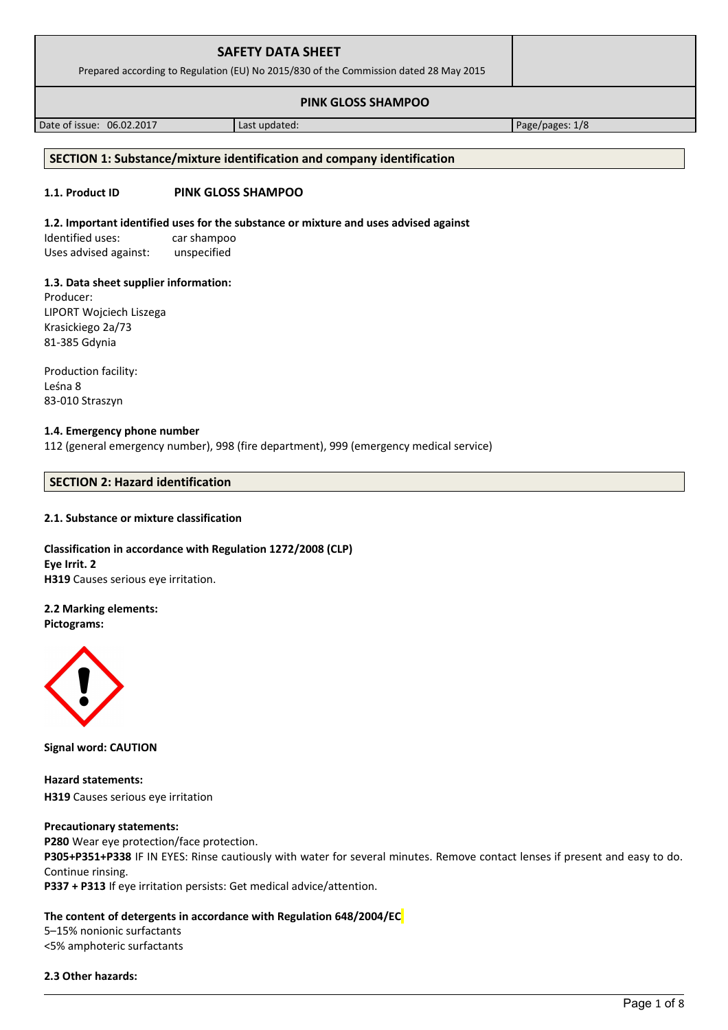# SAFETY DATA SHEET

Prepared according to Regulation (EU) No 2015/830 of the Commission dated 28 May 2015

## PINK GLOSS SHAMPOO

| Date of issue: 06.02.2017 | Last updated: | Page/pages: 1/8 |
|---|---|---|

## SECTION 1: Substance/mixture identification and company identification

**1.1. Product ID** **PINK GLOSS SHAMPOO**

**1.2. Important identified uses for the substance or mixture and uses advised against**

Identified uses: car shampoo
Uses advised against: unspecified

**1.3. Data sheet supplier information:**

Producer:
LIPORT Wojciech Liszega
Krasickiego 2a/73
81-385 Gdynia

Production facility:
Leśna 8
83-010 Straszyn

**1.4. Emergency phone number**

112 (general emergency number), 998 (fire department), 999 (emergency medical service)

## SECTION 2: Hazard identification

**2.1. Substance or mixture classification**

**Classification in accordance with Regulation 1272/2008 (CLP)**
**Eye Irrit. 2**
**H319** Causes serious eye irritation.

**2.2 Marking elements:**
**Pictograms:**

**Signal word: CAUTION**

**Hazard statements:**
**H319** Causes serious eye irritation

**Precautionary statements:**
**P280** Wear eye protection/face protection.
**P305+P351+P338** IF IN EYES: Rinse cautiously with water for several minutes. Remove contact lenses if present and easy to do. Continue rinsing.
**P337 + P313** If eye irritation persists: Get medical advice/attention.

**The content of detergents in accordance with Regulation 648/2004/EC**
5–15% nonionic surfactants
<5% amphoteric surfactants

**2.3 Other hazards:**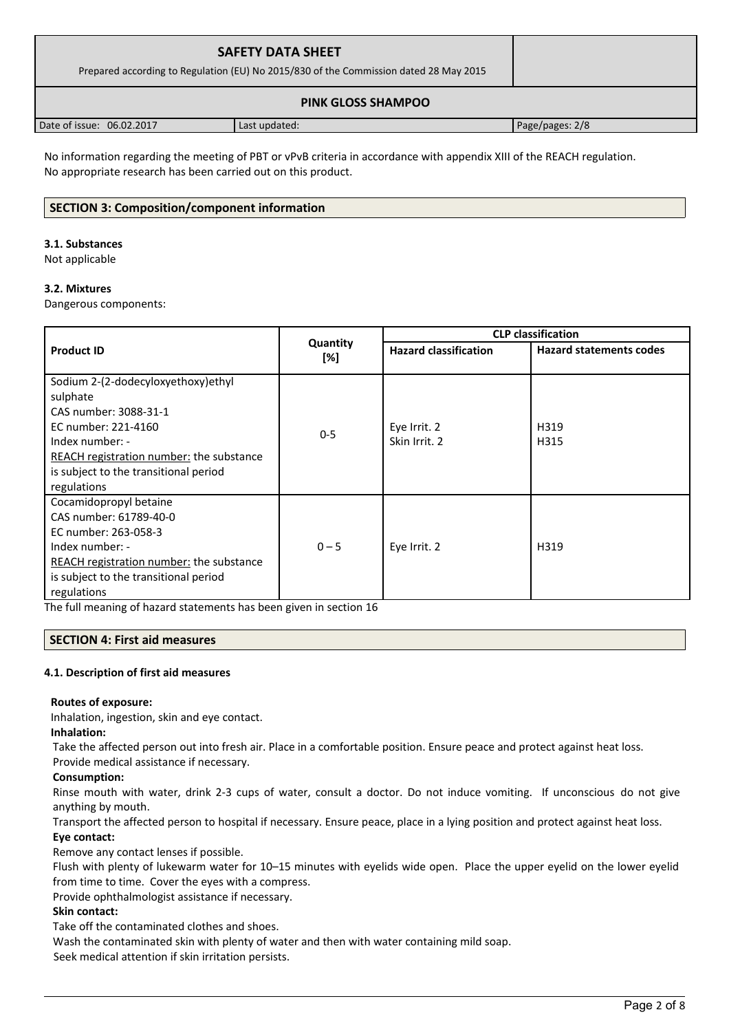No information regarding the meeting of PBT or vPvB criteria in accordance with appendix XIII of the REACH regulation.
No appropriate research has been carried out on this product.

## SECTION 3: Composition/component information

### 3.1. Substances

Not applicable

### 3.2. Mixtures

Dangerous components:

| Product ID | Quantity [%] | CLP classification | |
|---|---|---|---|
| | | Hazard classification | Hazard statements codes |
| Sodium 2-(2-dodecyloxyethoxy)ethyl sulphate<br>CAS number: 3088-31-1<br>EC number: 221-4160<br>Index number: -<br>REACH registration number: the substance is subject to the transitional period regulations | 0-5 | Eye Irrit. 2<br>Skin Irrit. 2 | H319<br>H315 |
| Cocamidopropyl betaine<br>CAS number: 61789-40-0<br>EC number: 263-058-3<br>Index number: -<br>REACH registration number: the substance is subject to the transitional period regulations | 0 – 5 | Eye Irrit. 2 | H319 |

The full meaning of hazard statements has been given in section 16

## SECTION 4: First aid measures

### 4.1. Description of first aid measures

**Routes of exposure:**
Inhalation, ingestion, skin and eye contact.

**Inhalation:**
Take the affected person out into fresh air. Place in a comfortable position. Ensure peace and protect against heat loss.
Provide medical assistance if necessary.

**Consumption:**
Rinse mouth with water, drink 2-3 cups of water, consult a doctor. Do not induce vomiting. If unconscious do not give anything by mouth.
Transport the affected person to hospital if necessary. Ensure peace, place in a lying position and protect against heat loss.

**Eye contact:**
Remove any contact lenses if possible.
Flush with plenty of lukewarm water for 10–15 minutes with eyelids wide open. Place the upper eyelid on the lower eyelid from time to time. Cover the eyes with a compress.
Provide ophthalmologist assistance if necessary.

**Skin contact:**
Take off the contaminated clothes and shoes.
Wash the contaminated skin with plenty of water and then with water containing mild soap.
Seek medical attention if skin irritation persists.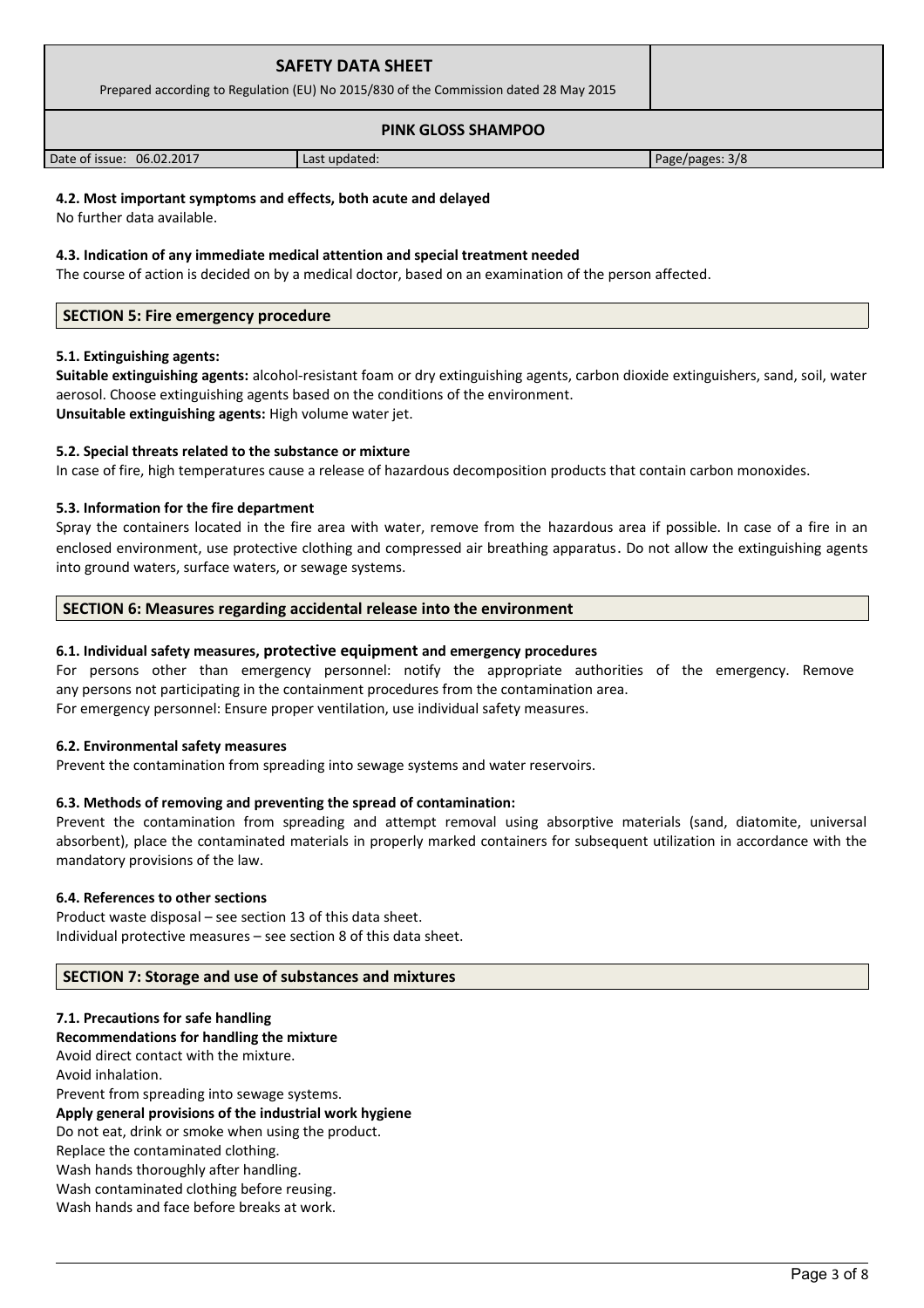#### 4.2. Most important symptoms and effects, both acute and delayed

No further data available.

#### 4.3. Indication of any immediate medical attention and special treatment needed

The course of action is decided on by a medical doctor, based on an examination of the person affected.

## SECTION 5: Fire emergency procedure

#### 5.1. Extinguishing agents:

**Suitable extinguishing agents:** alcohol-resistant foam or dry extinguishing agents, carbon dioxide extinguishers, sand, soil, water aerosol. Choose extinguishing agents based on the conditions of the environment.
**Unsuitable extinguishing agents:** High volume water jet.

#### 5.2. Special threats related to the substance or mixture

In case of fire, high temperatures cause a release of hazardous decomposition products that contain carbon monoxides.

#### 5.3. Information for the fire department

Spray the containers located in the fire area with water, remove from the hazardous area if possible. In case of a fire in an enclosed environment, use protective clothing and compressed air breathing apparatus. Do not allow the extinguishing agents into ground waters, surface waters, or sewage systems.

## SECTION 6: Measures regarding accidental release into the environment

#### 6.1. Individual safety measures, protective equipment and emergency procedures

For persons other than emergency personnel: notify the appropriate authorities of the emergency. Remove any persons not participating in the containment procedures from the contamination area.
For emergency personnel: Ensure proper ventilation, use individual safety measures.

#### 6.2. Environmental safety measures

Prevent the contamination from spreading into sewage systems and water reservoirs.

#### 6.3. Methods of removing and preventing the spread of contamination:

Prevent the contamination from spreading and attempt removal using absorptive materials (sand, diatomite, universal absorbent), place the contaminated materials in properly marked containers for subsequent utilization in accordance with the mandatory provisions of the law.

#### 6.4. References to other sections

Product waste disposal – see section 13 of this data sheet.
Individual protective measures – see section 8 of this data sheet.

## SECTION 7: Storage and use of substances and mixtures

#### 7.1. Precautions for safe handling

**Recommendations for handling the mixture**
Avoid direct contact with the mixture.
Avoid inhalation.
Prevent from spreading into sewage systems.
**Apply general provisions of the industrial work hygiene**
Do not eat, drink or smoke when using the product.
Replace the contaminated clothing.
Wash hands thoroughly after handling.
Wash contaminated clothing before reusing.
Wash hands and face before breaks at work.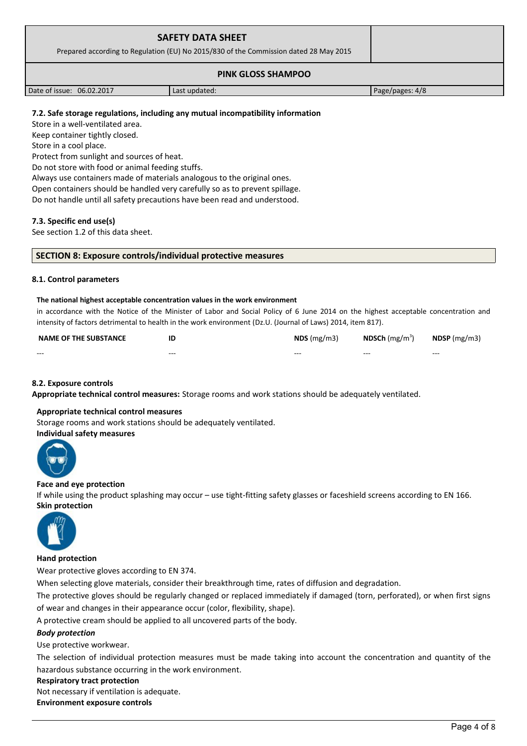### 7.2. Safe storage regulations, including any mutual incompatibility information

Store in a well-ventilated area.
Keep container tightly closed.
Store in a cool place.
Protect from sunlight and sources of heat.
Do not store with food or animal feeding stuffs.
Always use containers made of materials analogous to the original ones.
Open containers should be handled very carefully so as to prevent spillage.
Do not handle until all safety precautions have been read and understood.

### 7.3. Specific end use(s)

See section 1.2 of this data sheet.

## SECTION 8: Exposure controls/individual protective measures

### 8.1. Control parameters

**The national highest acceptable concentration values in the work environment**

in accordance with the Notice of the Minister of Labor and Social Policy of 6 June 2014 on the highest acceptable concentration and intensity of factors detrimental to health in the work environment (Dz.U. (Journal of Laws) 2014, item 817).

| NAME OF THE SUBSTANCE | ID | NDS (mg/m3) | NDSCh (mg/m$^3$) | NDSP (mg/m3) |
|---|---|---|---|---|
| --- | --- | --- | --- | --- |

### 8.2. Exposure controls

**Appropriate technical control measures:** Storage rooms and work stations should be adequately ventilated.

**Appropriate technical control measures**

Storage rooms and work stations should be adequately ventilated.

**Individual safety measures**

**Face and eye protection**

If while using the product splashing may occur – use tight-fitting safety glasses or faceshield screens according to EN 166.

**Skin protection**

**Hand protection**

Wear protective gloves according to EN 374.

When selecting glove materials, consider their breakthrough time, rates of diffusion and degradation.

The protective gloves should be regularly changed or replaced immediately if damaged (torn, perforated), or when first signs of wear and changes in their appearance occur (color, flexibility, shape).

A protective cream should be applied to all uncovered parts of the body.

***Body protection***

Use protective workwear.

The selection of individual protection measures must be made taking into account the concentration and quantity of the hazardous substance occurring in the work environment.

**Respiratory tract protection**

Not necessary if ventilation is adequate.

**Environment exposure controls**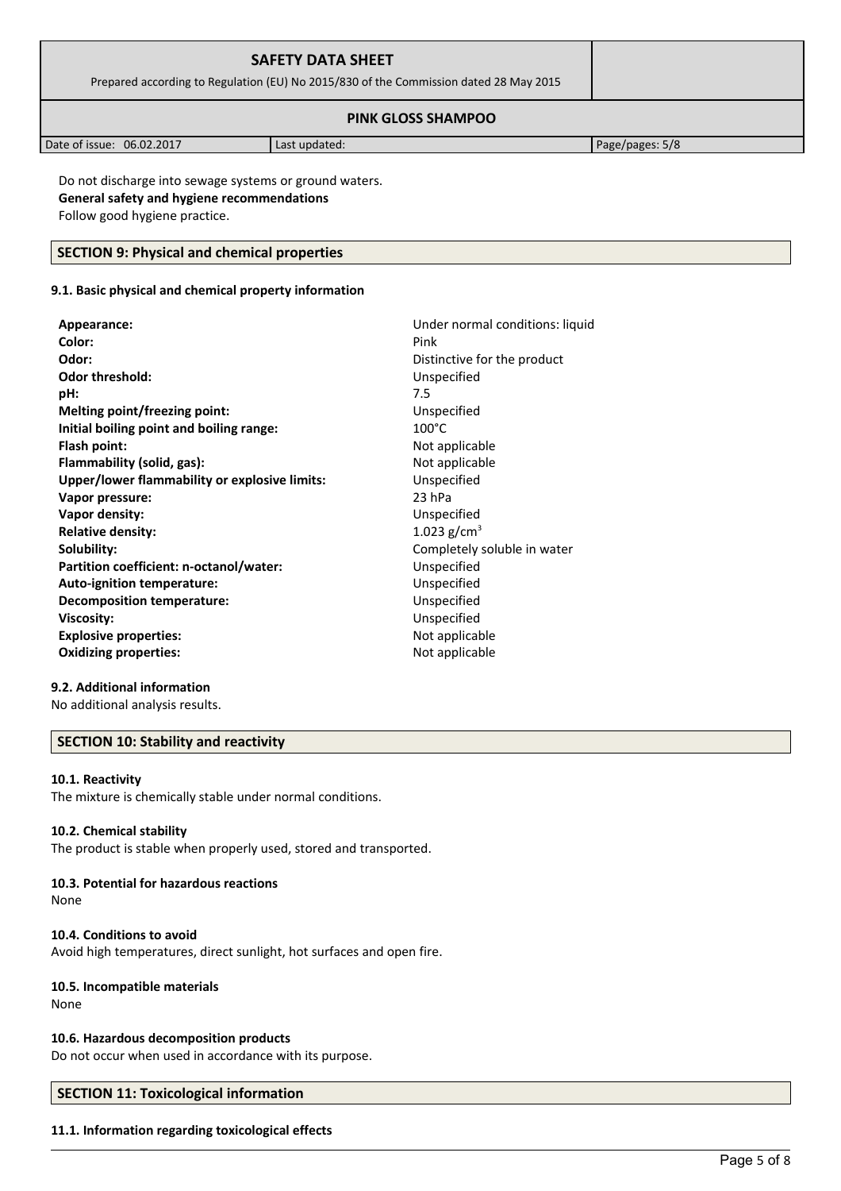Do not discharge into sewage systems or ground waters.

**General safety and hygiene recommendations**

Follow good hygiene practice.

## SECTION 9: Physical and chemical properties

### 9.1. Basic physical and chemical property information

| | |
|---|---|
| **Appearance:** | Under normal conditions: liquid |
| **Color:** | Pink |
| **Odor:** | Distinctive for the product |
| **Odor threshold:** | Unspecified |
| **pH:** | 7.5 |
| **Melting point/freezing point:** | Unspecified |
| **Initial boiling point and boiling range:** | 100°C |
| **Flash point:** | Not applicable |
| **Flammability (solid, gas):** | Not applicable |
| **Upper/lower flammability or explosive limits:** | Unspecified |
| **Vapor pressure:** | 23 hPa |
| **Vapor density:** | Unspecified |
| **Relative density:** | 1.023 $g/cm^3$ |
| **Solubility:** | Completely soluble in water |
| **Partition coefficient: n-octanol/water:** | Unspecified |
| **Auto-ignition temperature:** | Unspecified |
| **Decomposition temperature:** | Unspecified |
| **Viscosity:** | Unspecified |
| **Explosive properties:** | Not applicable |
| **Oxidizing properties:** | Not applicable |

### 9.2. Additional information

No additional analysis results.

## SECTION 10: Stability and reactivity

### 10.1. Reactivity

The mixture is chemically stable under normal conditions.

### 10.2. Chemical stability

The product is stable when properly used, stored and transported.

### 10.3. Potential for hazardous reactions

None

### 10.4. Conditions to avoid

Avoid high temperatures, direct sunlight, hot surfaces and open fire.

### 10.5. Incompatible materials

None

### 10.6. Hazardous decomposition products

Do not occur when used in accordance with its purpose.

## SECTION 11: Toxicological information

### 11.1. Information regarding toxicological effects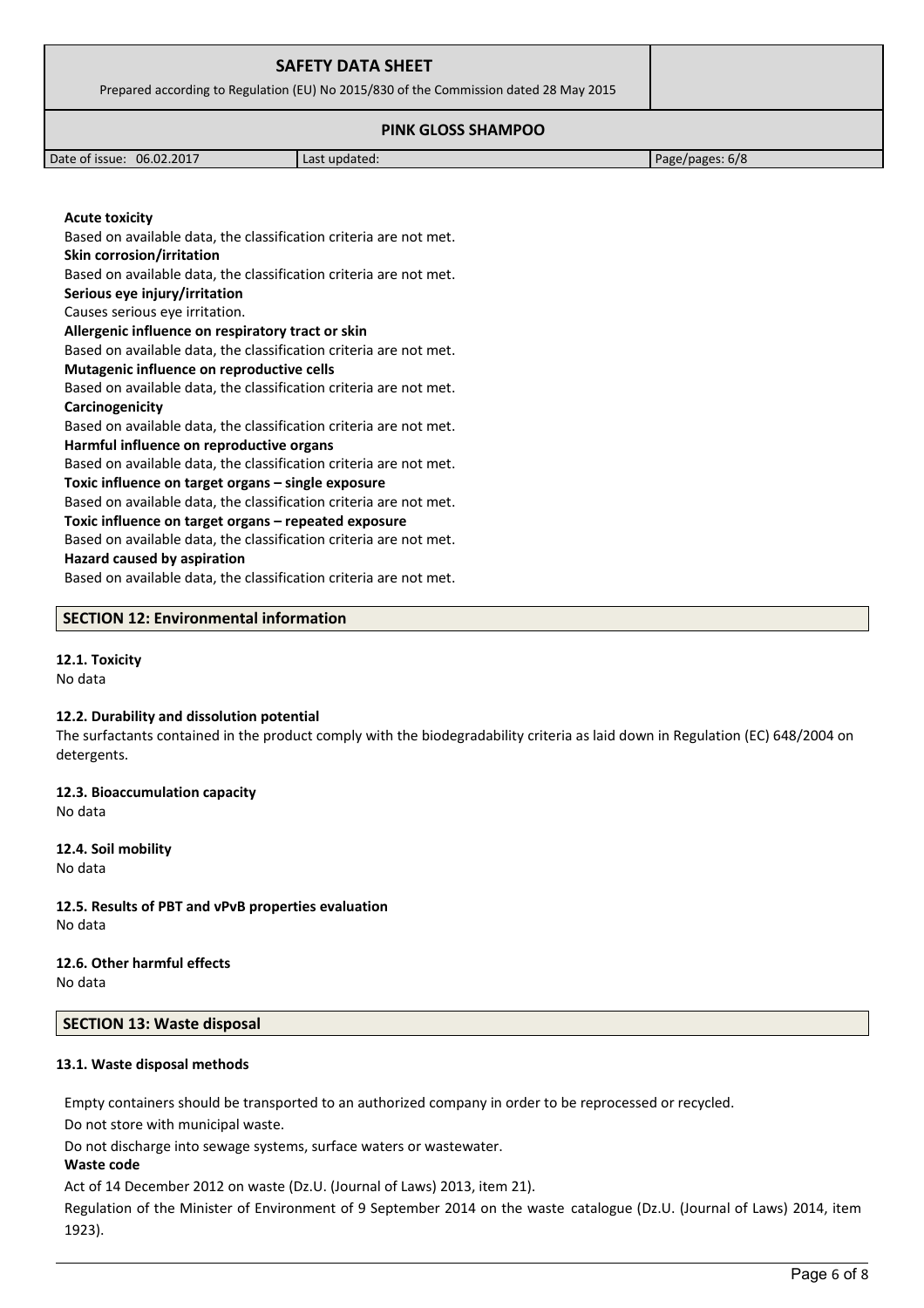**Acute toxicity**

Based on available data, the classification criteria are not met.

**Skin corrosion/irritation**

Based on available data, the classification criteria are not met.

**Serious eye injury/irritation**

Causes serious eye irritation.

**Allergenic influence on respiratory tract or skin**

Based on available data, the classification criteria are not met.

**Mutagenic influence on reproductive cells**

Based on available data, the classification criteria are not met.

**Carcinogenicity**

Based on available data, the classification criteria are not met.

**Harmful influence on reproductive organs**

Based on available data, the classification criteria are not met.

**Toxic influence on target organs – single exposure**

Based on available data, the classification criteria are not met.

**Toxic influence on target organs – repeated exposure**

Based on available data, the classification criteria are not met.

**Hazard caused by aspiration**

Based on available data, the classification criteria are not met.

## SECTION 12: Environmental information

### 12.1. Toxicity

No data

### 12.2. Durability and dissolution potential

The surfactants contained in the product comply with the biodegradability criteria as laid down in Regulation (EC) 648/2004 on detergents.

### 12.3. Bioaccumulation capacity

No data

### 12.4. Soil mobility

No data

### 12.5. Results of PBT and vPvB properties evaluation

No data

### 12.6. Other harmful effects

No data

## SECTION 13: Waste disposal

### 13.1. Waste disposal methods

Empty containers should be transported to an authorized company in order to be reprocessed or recycled.

Do not store with municipal waste.

Do not discharge into sewage systems, surface waters or wastewater.

**Waste code**

Act of 14 December 2012 on waste (Dz.U. (Journal of Laws) 2013, item 21).

Regulation of the Minister of Environment of 9 September 2014 on the waste catalogue (Dz.U. (Journal of Laws) 2014, item 1923).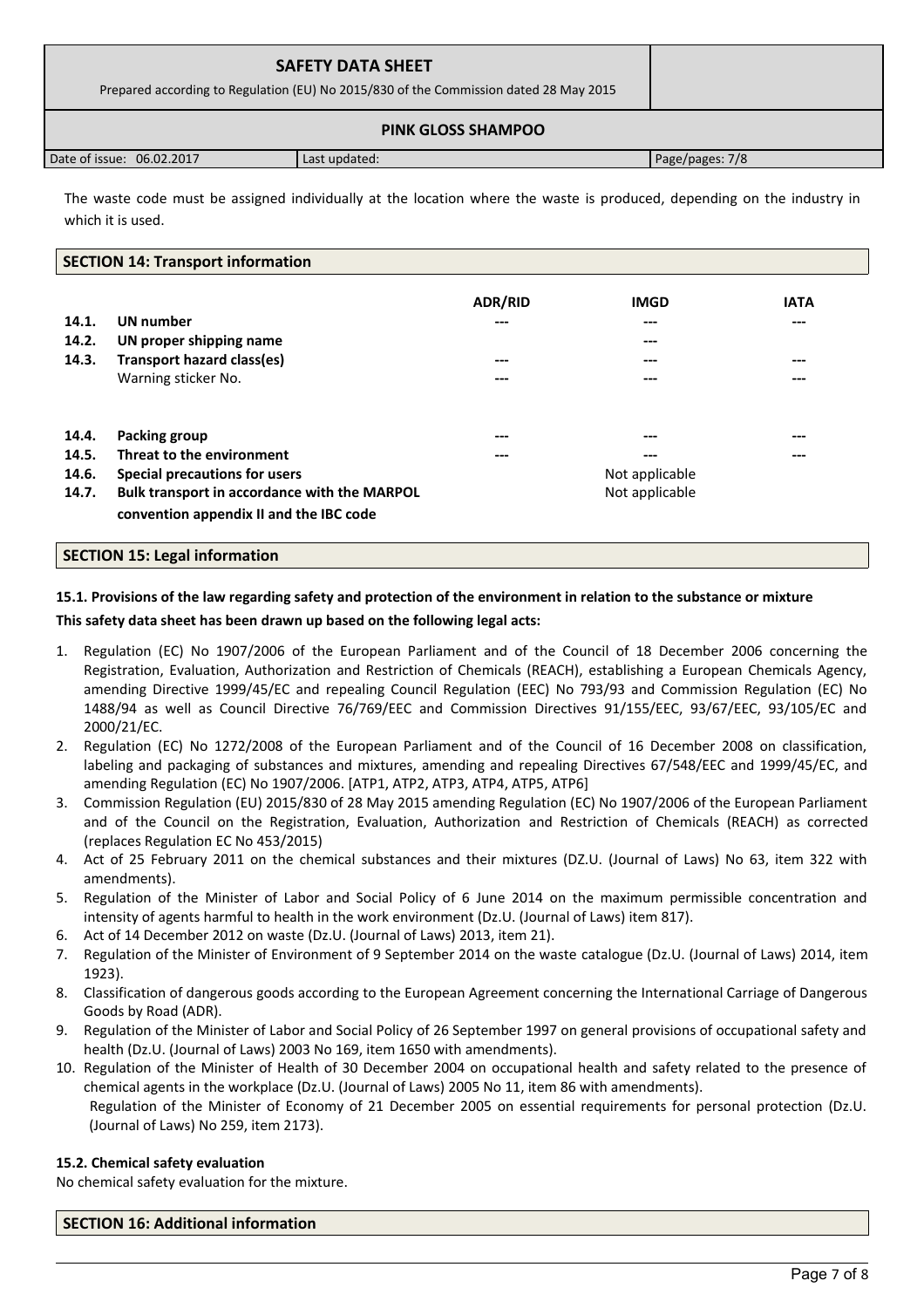The waste code must be assigned individually at the location where the waste is produced, depending on the industry in which it is used.

## SECTION 14: Transport information

| | | ADR/RID | IMGD | IATA |
|---|---|---|---|---|
| 14.1. | **UN number** | --- | --- | --- |
| 14.2. | **UN proper shipping name** | | --- | |
| 14.3. | **Transport hazard class(es)** | --- | --- | --- |
| | Warning sticker No. | --- | --- | --- |
| 14.4. | **Packing group** | --- | --- | --- |
| 14.5. | **Threat to the environment** | --- | --- | --- |
| 14.6. | **Special precautions for users** | | Not applicable | |
| 14.7. | **Bulk transport in accordance with the MARPOL convention appendix II and the IBC code** | | Not applicable | |

## SECTION 15: Legal information

### 15.1. Provisions of the law regarding safety and protection of the environment in relation to the substance or mixture

**This safety data sheet has been drawn up based on the following legal acts:**

1. Regulation (EC) No 1907/2006 of the European Parliament and of the Council of 18 December 2006 concerning the Registration, Evaluation, Authorization and Restriction of Chemicals (REACH), establishing a European Chemicals Agency, amending Directive 1999/45/EC and repealing Council Regulation (EEC) No 793/93 and Commission Regulation (EC) No 1488/94 as well as Council Directive 76/769/EEC and Commission Directives 91/155/EEC, 93/67/EEC, 93/105/EC and 2000/21/EC.
2. Regulation (EC) No 1272/2008 of the European Parliament and of the Council of 16 December 2008 on classification, labeling and packaging of substances and mixtures, amending and repealing Directives 67/548/EEC and 1999/45/EC, and amending Regulation (EC) No 1907/2006. [ATP1, ATP2, ATP3, ATP4, ATP5, ATP6]
3. Commission Regulation (EU) 2015/830 of 28 May 2015 amending Regulation (EC) No 1907/2006 of the European Parliament and of the Council on the Registration, Evaluation, Authorization and Restriction of Chemicals (REACH) as corrected (replaces Regulation EC No 453/2015)
4. Act of 25 February 2011 on the chemical substances and their mixtures (DZ.U. (Journal of Laws) No 63, item 322 with amendments).
5. Regulation of the Minister of Labor and Social Policy of 6 June 2014 on the maximum permissible concentration and intensity of agents harmful to health in the work environment (Dz.U. (Journal of Laws) item 817).
6. Act of 14 December 2012 on waste (Dz.U. (Journal of Laws) 2013, item 21).
7. Regulation of the Minister of Environment of 9 September 2014 on the waste catalogue (Dz.U. (Journal of Laws) 2014, item 1923).
8. Classification of dangerous goods according to the European Agreement concerning the International Carriage of Dangerous Goods by Road (ADR).
9. Regulation of the Minister of Labor and Social Policy of 26 September 1997 on general provisions of occupational safety and health (Dz.U. (Journal of Laws) 2003 No 169, item 1650 with amendments).
10. Regulation of the Minister of Health of 30 December 2004 on occupational health and safety related to the presence of chemical agents in the workplace (Dz.U. (Journal of Laws) 2005 No 11, item 86 with amendments).
    Regulation of the Minister of Economy of 21 December 2005 on essential requirements for personal protection (Dz.U. (Journal of Laws) No 259, item 2173).

### 15.2. Chemical safety evaluation

No chemical safety evaluation for the mixture.

## SECTION 16: Additional information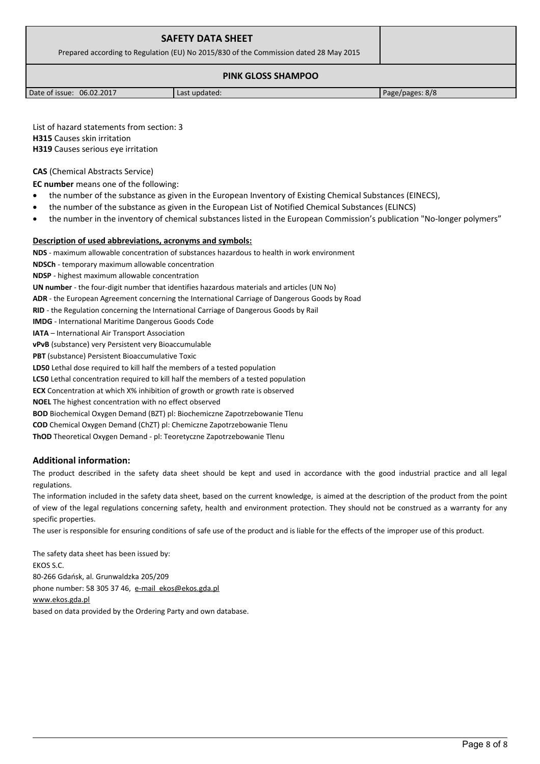List of hazard statements from section: 3
**H315** Causes skin irritation
**H319** Causes serious eye irritation

**CAS** (Chemical Abstracts Service)

**EC number** means one of the following:

- the number of the substance as given in the European Inventory of Existing Chemical Substances (EINECS),
- the number of the substance as given in the European List of Notified Chemical Substances (ELINCS)
- the number in the inventory of chemical substances listed in the European Commission's publication "No-longer polymers"

**Description of used abbreviations, acronyms and symbols:**

**NDS** - maximum allowable concentration of substances hazardous to health in work environment
**NDSCh** - temporary maximum allowable concentration
**NDSP** - highest maximum allowable concentration
**UN number** - the four-digit number that identifies hazardous materials and articles (UN No)
**ADR** - the European Agreement concerning the International Carriage of Dangerous Goods by Road
**RID** - the Regulation concerning the International Carriage of Dangerous Goods by Rail
**IMDG** - International Maritime Dangerous Goods Code
**IATA** – International Air Transport Association
**vPvB** (substance) very Persistent very Bioaccumulable
**PBT** (substance) Persistent Bioaccumulative Toxic
**LD50** Lethal dose required to kill half the members of a tested population
**LC50** Lethal concentration required to kill half the members of a tested population
**ECX** Concentration at which X% inhibition of growth or growth rate is observed
**NOEL** The highest concentration with no effect observed
**BOD** Biochemical Oxygen Demand (BZT) pl: Biochemiczne Zapotrzebowanie Tlenu
**COD** Chemical Oxygen Demand (ChZT) pl: Chemiczne Zapotrzebowanie Tlenu
**ThOD** Theoretical Oxygen Demand - pl: Teoretyczne Zapotrzebowanie Tlenu

## Additional information:

The product described in the safety data sheet should be kept and used in accordance with the good industrial practice and all legal regulations.

The information included in the safety data sheet, based on the current knowledge, is aimed at the description of the product from the point of view of the legal regulations concerning safety, health and environment protection. They should not be construed as a warranty for any specific properties.

The user is responsible for ensuring conditions of safe use of the product and is liable for the effects of the improper use of this product.

The safety data sheet has been issued by:
EKOS S.C.
80-266 Gdańsk, al. Grunwaldzka 205/209
phone number: 58 305 37 46, e-mail ekos@ekos.gda.pl
www.ekos.gda.pl
based on data provided by the Ordering Party and own database.